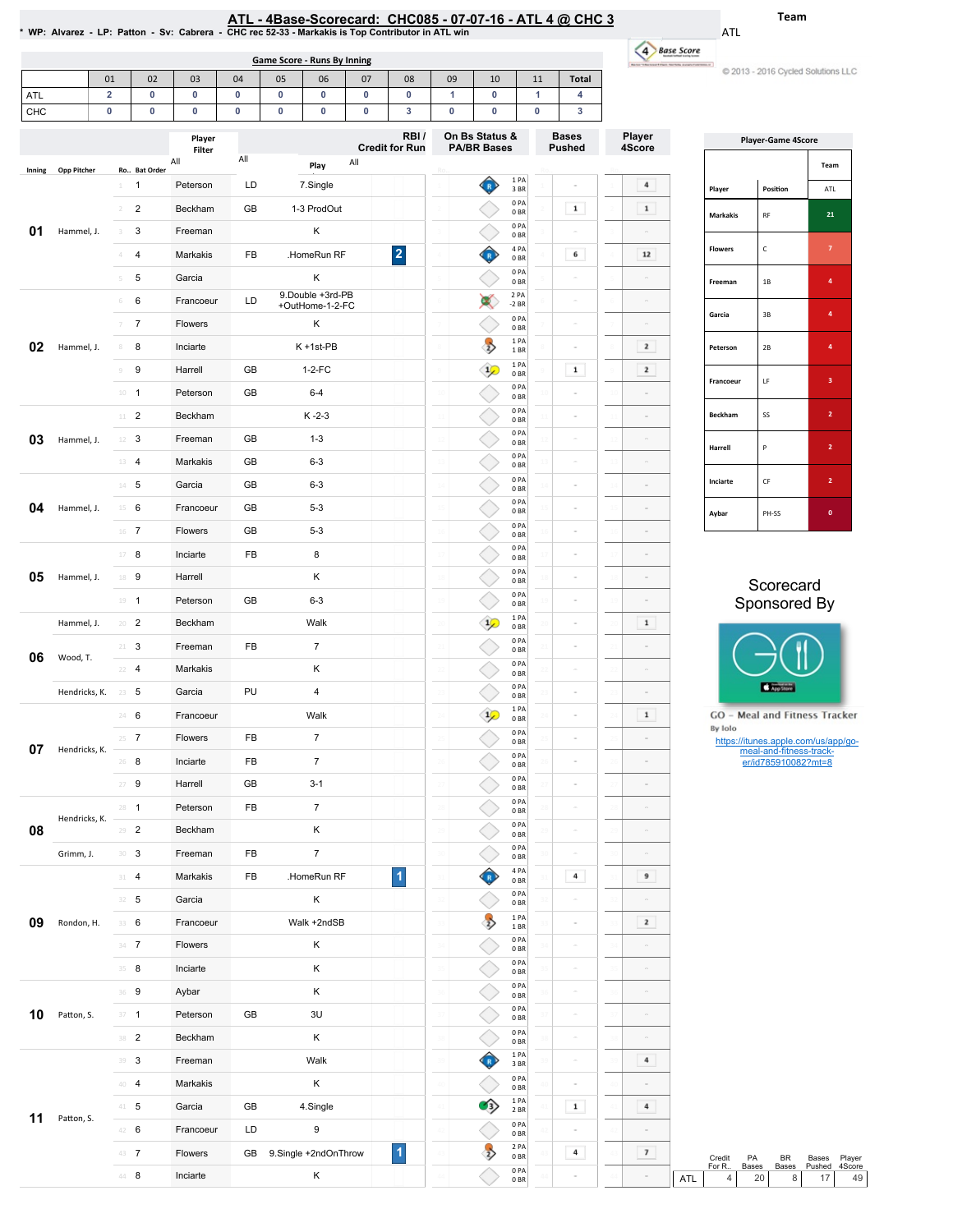# ATL - 4Base-Scorecard: CHC085 - 07-07-16 - ATL 4 @ CHC 3

\* WP: Alvarez - LP: Patton - Sv: Cabrera - CHC rec 52-33 - Markakis is Top Contributor in ATL win

Team: ATL

© 2013 - 2016 Cycled Solutions LLC

## Game Score - Runs By Inning

| | 01 | 02 | 03 | 04 | 05 | 06 | 07 | 08 | 09 | 10 | 11 | Total |
|---|---|---|---|---|---|---|---|---|---|---|---|---|
| ATL | 2 | 0 | 0 | 0 | 0 | 0 | 0 | 0 | 1 | 0 | 1 | 4 |
| CHC | 0 | 0 | 0 | 0 | 0 | 0 | 0 | 3 | 0 | 0 | 0 | 3 |

| Inning | Opp Pitcher | Ro.. | Bat Order | Player | | Play | RBI / Credit for Run | On Bs Status & PA/BR Bases | Bases Pushed | Player 4Score |
|---|---|---|---|---|---|---|---|---|---|---|
| 01 | Hammel, J. | 1 | 1 | Peterson | LD | 7.Single | | 1 PA 3 BR | - | 4 |
| | | 2 | 2 | Beckham | GB | 1-3 ProdOut | | 0 PA 0 BR | 1 | 1 |
| | | 3 | 3 | Freeman | | K | | 0 PA 0 BR | - | - |
| | | 4 | 4 | Markakis | FB | .HomeRun RF | 2 | 4 PA 0 BR | 6 | 12 |
| | | 5 | 5 | Garcia | | K | | 0 PA 0 BR | - | - |
| 02 | Hammel, J. | 6 | 6 | Francoeur | LD | 9.Double +3rd-PB +OutHome-1-2-FC | | 2 PA -2 BR | - | - |
| | | 7 | 7 | Flowers | | K | | 0 PA 0 BR | - | - |
| | | 8 | 8 | Inciarte | | K +1st-PB | | 1 PA 1 BR | - | 2 |
| | | 9 | 9 | Harrell | GB | 1-2-FC | | 1 PA 0 BR | 1 | 2 |
| 03 | Hammel, J. | 10 | 1 | Peterson | GB | 6-4 | | 0 PA 0 BR | - | - |
| | | 11 | 2 | Beckham | | K -2-3 | | 0 PA 0 BR | - | - |
| | | 12 | 3 | Freeman | GB | 1-3 | | 0 PA 0 BR | - | - |
| 04 | Hammel, J. | 13 | 4 | Markakis | GB | 6-3 | | 0 PA 0 BR | - | - |
| | | 14 | 5 | Garcia | GB | 6-3 | | 0 PA 0 BR | - | - |
| | | 15 | 6 | Francoeur | GB | 5-3 | | 0 PA 0 BR | - | - |
| 05 | Hammel, J. | 16 | 7 | Flowers | GB | 5-3 | | 0 PA 0 BR | - | - |
| | | 17 | 8 | Inciarte | FB | 8 | | 0 PA 0 BR | - | - |
| | | 18 | 9 | Harrell | | K | | 0 PA 0 BR | - | - |
| | | 19 | 1 | Peterson | GB | 6-3 | | 0 PA 0 BR | - | - |
| 06 | Hammel, J. | 20 | 2 | Beckham | | Walk | | 1 PA 0 BR | - | 1 |
| | Wood, T. | 21 | 3 | Freeman | FB | 7 | | 0 PA 0 BR | - | - |
| | | 22 | 4 | Markakis | | K | | 0 PA 0 BR | - | - |
| | Hendricks, K. | 23 | 5 | Garcia | PU | 4 | | 0 PA 0 BR | - | - |
| 07 | Hendricks, K. | 24 | 6 | Francoeur | | Walk | | 1 PA 0 BR | - | 1 |
| | | 25 | 7 | Flowers | FB | 7 | | 0 PA 0 BR | - | - |
| | | 26 | 8 | Inciarte | FB | 7 | | 0 PA 0 BR | - | - |
| | | 27 | 9 | Harrell | GB | 3-1 | | 0 PA 0 BR | - | - |
| 08 | Hendricks, K. | 28 | 1 | Peterson | FB | 7 | | 0 PA 0 BR | - | - |
| | | 29 | 2 | Beckham | | K | | 0 PA 0 BR | - | - |
| | Grimm, J. | 30 | 3 | Freeman | FB | 7 | | 0 PA 0 BR | - | - |
| 09 | Rondon, H. | 31 | 4 | Markakis | FB | .HomeRun RF | 1 | 4 PA 0 BR | 4 | 9 |
| | | 32 | 5 | Garcia | | K | | 0 PA 0 BR | - | - |
| | | 33 | 6 | Francoeur | | Walk +2ndSB | | 1 PA 1 BR | - | 2 |
| | | 34 | 7 | Flowers | | K | | 0 PA 0 BR | - | - |
| | | 35 | 8 | Inciarte | | K | | 0 PA 0 BR | - | - |
| 10 | Patton, S. | 36 | 9 | Aybar | | K | | 0 PA 0 BR | - | - |
| | | 37 | 1 | Peterson | GB | 3U | | 0 PA 0 BR | - | - |
| | | 38 | 2 | Beckham | | K | | 0 PA 0 BR | - | - |
| 11 | Patton, S. | 39 | 3 | Freeman | | Walk | | 1 PA 3 BR | - | 4 |
| | | 40 | 4 | Markakis | | K | | 0 PA 0 BR | - | - |
| | | 41 | 5 | Garcia | GB | 4.Single | | 1 PA 2 BR | 1 | 4 |
| | | 42 | 6 | Francoeur | LD | 9 | | 0 PA 0 BR | - | - |
| | | 43 | 7 | Flowers | GB | 9.Single +2ndOnThrow | 1 | 2 PA 0 BR | 4 | 7 |
| | | 44 | 8 | Inciarte | | K | | 0 PA 0 BR | - | - |

| | Credit For R.. | PA Bases | BR Bases | Bases Pushed | Player 4Score |
|---|---|---|---|---|---|
| ATL | 4 | 20 | 8 | 17 | 49 |

## Player-Game 4Score

| Player | Position | ATL |
|---|---|---|
| Markakis | RF | 21 |
| Flowers | C | 7 |
| Freeman | 1B | 4 |
| Garcia | 3B | 4 |
| Peterson | 2B | 4 |
| Francoeur | LF | 3 |
| Beckham | SS | 2 |
| Harrell | P | 2 |
| Inciarte | CF | 2 |
| Aybar | PH-SS | 0 |

Scorecard Sponsored By

GO - Meal and Fitness Tracker

By Iolo

https://itunes.apple.com/us/app/go-meal-and-fitness-track-er/id785910082?mt=8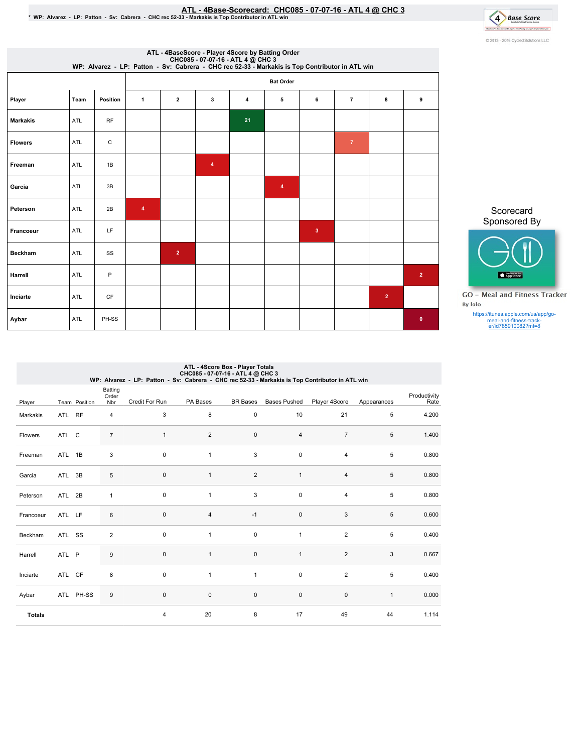# ATL - 4Base-Scorecard: CHC085 - 07-07-16 - ATL 4 @ CHC 3

* WP: Alvarez - LP: Patton - Sv: Cabrera - CHC rec 52-33 - Markakis is Top Contributor in ATL win

© 2013 - 2016 Cycled Solutions LLC

## ATL - 4BaseScore - Player 4Score by Batting Order
CHC085 - 07-07-16 - ATL 4 @ CHC 3
WP: Alvarez - LP: Patton - Sv: Cabrera - CHC rec 52-33 - Markakis is Top Contributor in ATL win

| | | | Bat Order | | | | | | | | |
|---|---|---|---|---|---|---|---|---|---|---|---|
| Player | Team | Position | 1 | 2 | 3 | 4 | 5 | 6 | 7 | 8 | 9 |
| Markakis | ATL | RF | | | | 21 | | | | | |
| Flowers | ATL | C | | | | | | | 7 | | |
| Freeman | ATL | 1B | | | 4 | | | | | | |
| Garcia | ATL | 3B | | | | | 4 | | | | |
| Peterson | ATL | 2B | 4 | | | | | | | | |
| Francoeur | ATL | LF | | | | | | 3 | | | |
| Beckham | ATL | SS | | 2 | | | | | | | |
| Harrell | ATL | P | | | | | | | | | 2 |
| Inciarte | ATL | CF | | | | | | | | 2 | |
| Aybar | ATL | PH-SS | | | | | | | | | 0 |

Scorecard Sponsored By

GO - Meal and Fitness Tracker
By Iolo

https://itunes.apple.com/us/app/go-meal-and-fitness-track-er/id785910082?mt=8

## ATL - 4Score Box - Player Totals
CHC085 - 07-07-16 - ATL 4 @ CHC 3
WP: Alvarez - LP: Patton - Sv: Cabrera - CHC rec 52-33 - Markakis is Top Contributor in ATL win

| Player | Team | Position | Batting Order Nbr | Credit For Run | PA Bases | BR Bases | Bases Pushed | Player 4Score | Appearances | Productivity Rate |
|---|---|---|---|---|---|---|---|---|---|---|
| Markakis | ATL | RF | 4 | 3 | 8 | 0 | 10 | 21 | 5 | 4.200 |
| Flowers | ATL | C | 7 | 1 | 2 | 0 | 4 | 7 | 5 | 1.400 |
| Freeman | ATL | 1B | 3 | 0 | 1 | 3 | 0 | 4 | 5 | 0.800 |
| Garcia | ATL | 3B | 5 | 0 | 1 | 2 | 1 | 4 | 5 | 0.800 |
| Peterson | ATL | 2B | 1 | 0 | 1 | 3 | 0 | 4 | 5 | 0.800 |
| Francoeur | ATL | LF | 6 | 0 | 4 | -1 | 0 | 3 | 5 | 0.600 |
| Beckham | ATL | SS | 2 | 0 | 1 | 0 | 1 | 2 | 5 | 0.400 |
| Harrell | ATL | P | 9 | 0 | 1 | 0 | 1 | 2 | 3 | 0.667 |
| Inciarte | ATL | CF | 8 | 0 | 1 | 1 | 0 | 2 | 5 | 0.400 |
| Aybar | ATL | PH-SS | 9 | 0 | 0 | 0 | 0 | 0 | 1 | 0.000 |
| **Totals** | | | | 4 | 20 | 8 | 17 | 49 | 44 | 1.114 |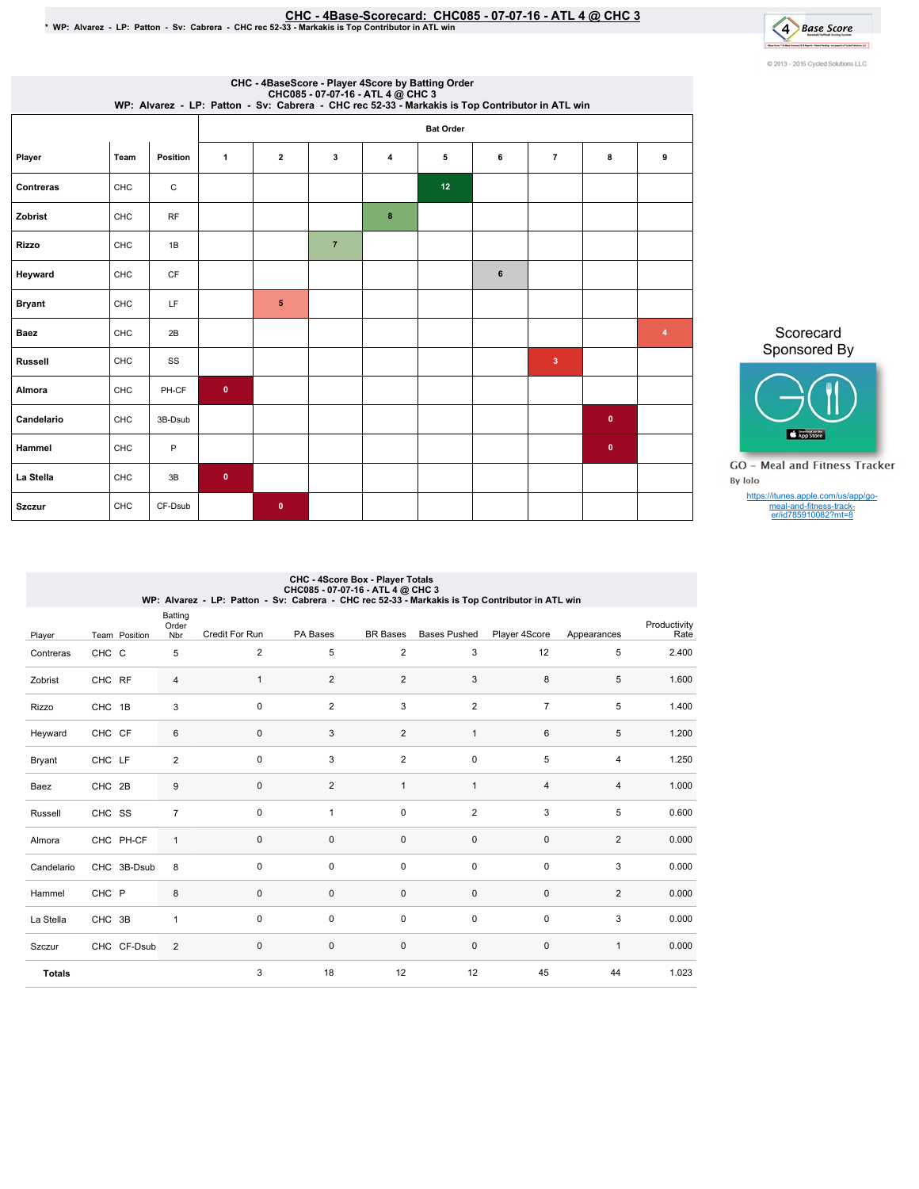# CHC - 4Base-Scorecard: CHC085 - 07-07-16 - ATL 4 @ CHC 3

\* WP: Alvarez - LP: Patton - Sv: Cabrera - CHC rec 52-33 - Markakis is Top Contributor in ATL win

© 2013 - 2016 Cycled Solutions LLC

## CHC - 4BaseScore - Player 4Score by Batting Order
### CHC085 - 07-07-16 - ATL 4 @ CHC 3
### WP: Alvarez - LP: Patton - Sv: Cabrera - CHC rec 52-33 - Markakis is Top Contributor in ATL win

| Player | Team | Position | Bat Order 1 | 2 | 3 | 4 | 5 | 6 | 7 | 8 | 9 |
|---|---|---|---|---|---|---|---|---|---|---|---|
| Contreras | CHC | C | | | | | 12 | | | | |
| Zobrist | CHC | RF | | | | 8 | | | | | |
| Rizzo | CHC | 1B | | | 7 | | | | | | |
| Heyward | CHC | CF | | | | | | 6 | | | |
| Bryant | CHC | LF | | 5 | | | | | | | |
| Baez | CHC | 2B | | | | | | | | | 4 |
| Russell | CHC | SS | | | | | | | 3 | | |
| Almora | CHC | PH-CF | 0 | | | | | | | | |
| Candelario | CHC | 3B-Dsub | | | | | | | | 0 | |
| Hammel | CHC | P | | | | | | | | 0 | |
| La Stella | CHC | 3B | 0 | | | | | | | | |
| Szczur | CHC | CF-Dsub | | 0 | | | | | | | |

Scorecard Sponsored By

GO - Meal and Fitness Tracker

By Iolo

https://itunes.apple.com/us/app/go-meal-and-fitness-track-er/id785910082?mt=8

## CHC - 4Score Box - Player Totals
### CHC085 - 07-07-16 - ATL 4 @ CHC 3
### WP: Alvarez - LP: Patton - Sv: Cabrera - CHC rec 52-33 - Markakis is Top Contributor in ATL win

| Player | Team | Position | Batting Order Nbr | Credit For Run | PA Bases | BR Bases | Bases Pushed | Player 4Score | Appearances | Productivity Rate |
|---|---|---|---|---|---|---|---|---|---|---|
| Contreras | CHC | C | 5 | 2 | 5 | 2 | 3 | 12 | 5 | 2.400 |
| Zobrist | CHC | RF | 4 | 1 | 2 | 2 | 3 | 8 | 5 | 1.600 |
| Rizzo | CHC | 1B | 3 | 0 | 2 | 3 | 2 | 7 | 5 | 1.400 |
| Heyward | CHC | CF | 6 | 0 | 3 | 2 | 1 | 6 | 5 | 1.200 |
| Bryant | CHC | LF | 2 | 0 | 3 | 2 | 0 | 5 | 4 | 1.250 |
| Baez | CHC | 2B | 9 | 0 | 2 | 1 | 1 | 4 | 4 | 1.000 |
| Russell | CHC | SS | 7 | 0 | 1 | 0 | 2 | 3 | 5 | 0.600 |
| Almora | CHC | PH-CF | 1 | 0 | 0 | 0 | 0 | 0 | 2 | 0.000 |
| Candelario | CHC | 3B-Dsub | 8 | 0 | 0 | 0 | 0 | 0 | 3 | 0.000 |
| Hammel | CHC | P | 8 | 0 | 0 | 0 | 0 | 0 | 2 | 0.000 |
| La Stella | CHC | 3B | 1 | 0 | 0 | 0 | 0 | 0 | 3 | 0.000 |
| Szczur | CHC | CF-Dsub | 2 | 0 | 0 | 0 | 0 | 0 | 1 | 0.000 |
| **Totals** | | | | 3 | 18 | 12 | 12 | 45 | 44 | 1.023 |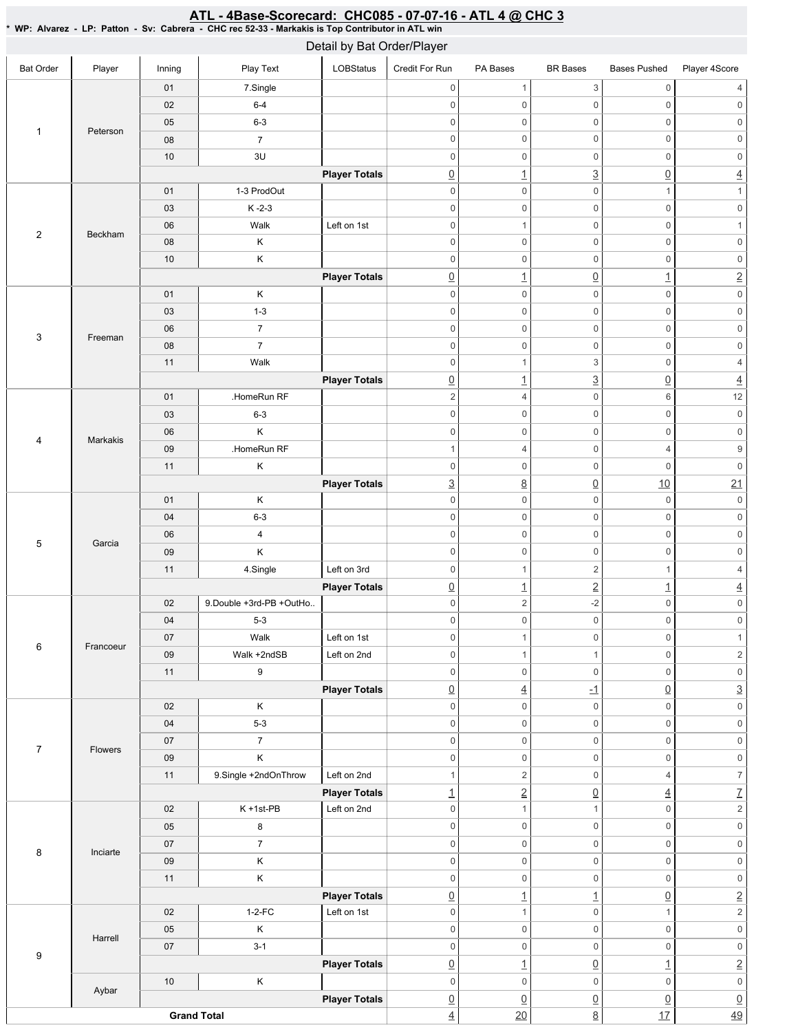# ATL - 4Base-Scorecard: CHC085 - 07-07-16 - ATL 4 @ CHC 3

**\* WP: Alvarez - LP: Patton - Sv: Cabrera - CHC rec 52-33 - Markakis is Top Contributor in ATL win**

## Detail by Bat Order/Player

| Bat Order | Player | Inning | Play Text | LOBStatus | Credit For Run | PA Bases | BR Bases | Bases Pushed | Player 4Score |
|---|---|---|---|---|---|---|---|---|---|
| 1 | Peterson | 01 | 7.Single | | 0 | 1 | 3 | 0 | 4 |
| | | 02 | 6-4 | | 0 | 0 | 0 | 0 | 0 |
| | | 05 | 6-3 | | 0 | 0 | 0 | 0 | 0 |
| | | 08 | 7 | | 0 | 0 | 0 | 0 | 0 |
| | | 10 | 3U | | 0 | 0 | 0 | 0 | 0 |
| | | | | **Player Totals** | 0 | 1 | 3 | 0 | 4 |
| 2 | Beckham | 01 | 1-3 ProdOut | | 0 | 0 | 0 | 1 | 1 |
| | | 03 | K -2-3 | | 0 | 0 | 0 | 0 | 0 |
| | | 06 | Walk | Left on 1st | 0 | 1 | 0 | 0 | 1 |
| | | 08 | K | | 0 | 0 | 0 | 0 | 0 |
| | | 10 | K | | 0 | 0 | 0 | 0 | 0 |
| | | | | **Player Totals** | 0 | 1 | 0 | 1 | 2 |
| 3 | Freeman | 01 | K | | 0 | 0 | 0 | 0 | 0 |
| | | 03 | 1-3 | | 0 | 0 | 0 | 0 | 0 |
| | | 06 | 7 | | 0 | 0 | 0 | 0 | 0 |
| | | 08 | 7 | | 0 | 0 | 0 | 0 | 0 |
| | | 11 | Walk | | 0 | 1 | 3 | 0 | 4 |
| | | | | **Player Totals** | 0 | 1 | 3 | 0 | 4 |
| 4 | Markakis | 01 | .HomeRun RF | | 2 | 4 | 0 | 6 | 12 |
| | | 03 | 6-3 | | 0 | 0 | 0 | 0 | 0 |
| | | 06 | K | | 0 | 0 | 0 | 0 | 0 |
| | | 09 | .HomeRun RF | | 1 | 4 | 0 | 4 | 9 |
| | | 11 | K | | 0 | 0 | 0 | 0 | 0 |
| | | | | **Player Totals** | 3 | 8 | 0 | 10 | 21 |
| 5 | Garcia | 01 | K | | 0 | 0 | 0 | 0 | 0 |
| | | 04 | 6-3 | | 0 | 0 | 0 | 0 | 0 |
| | | 06 | 4 | | 0 | 0 | 0 | 0 | 0 |
| | | 09 | K | | 0 | 0 | 0 | 0 | 0 |
| | | 11 | 4.Single | Left on 3rd | 0 | 1 | 2 | 1 | 4 |
| | | | | **Player Totals** | 0 | 1 | 2 | 1 | 4 |
| 6 | Francoeur | 02 | 9.Double +3rd-PB +OutHo.. | | 0 | 2 | -2 | 0 | 0 |
| | | 04 | 5-3 | | 0 | 0 | 0 | 0 | 0 |
| | | 07 | Walk | Left on 1st | 0 | 1 | 0 | 0 | 1 |
| | | 09 | Walk +2ndSB | Left on 2nd | 0 | 1 | 1 | 0 | 2 |
| | | 11 | 9 | | 0 | 0 | 0 | 0 | 0 |
| | | | | **Player Totals** | 0 | 4 | -1 | 0 | 3 |
| 7 | Flowers | 02 | K | | 0 | 0 | 0 | 0 | 0 |
| | | 04 | 5-3 | | 0 | 0 | 0 | 0 | 0 |
| | | 07 | 7 | | 0 | 0 | 0 | 0 | 0 |
| | | 09 | K | | 0 | 0 | 0 | 0 | 0 |
| | | 11 | 9.Single +2ndOnThrow | Left on 2nd | 1 | 2 | 0 | 4 | 7 |
| | | | | **Player Totals** | 1 | 2 | 0 | 4 | 7 |
| 8 | Inciarte | 02 | K +1st-PB | Left on 2nd | 0 | 1 | 1 | 0 | 2 |
| | | 05 | 8 | | 0 | 0 | 0 | 0 | 0 |
| | | 07 | 7 | | 0 | 0 | 0 | 0 | 0 |
| | | 09 | K | | 0 | 0 | 0 | 0 | 0 |
| | | 11 | K | | 0 | 0 | 0 | 0 | 0 |
| | | | | **Player Totals** | 0 | 1 | 1 | 0 | 2 |
| 9 | Harrell | 02 | 1-2-FC | Left on 1st | 0 | 1 | 0 | 1 | 2 |
| | | 05 | K | | 0 | 0 | 0 | 0 | 0 |
| | | 07 | 3-1 | | 0 | 0 | 0 | 0 | 0 |
| | | | | **Player Totals** | 0 | 1 | 0 | 1 | 2 |
| | Aybar | 10 | K | | 0 | 0 | 0 | 0 | 0 |
| | | | | **Player Totals** | 0 | 0 | 0 | 0 | 0 |
| **Grand Total** | | | | | 4 | 20 | 8 | 17 | 49 |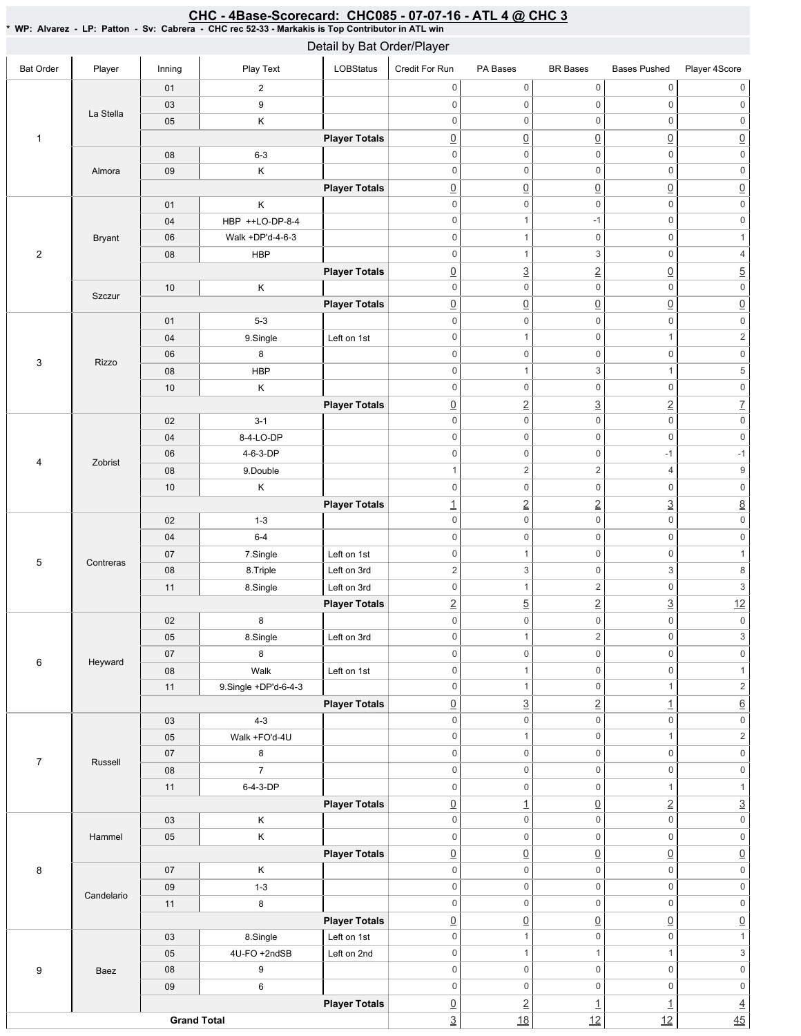## CHC - 4Base-Scorecard: CHC085 - 07-07-16 - ATL 4 @ CHC 3

* WP: Alvarez - LP: Patton - Sv: Cabrera - CHC rec 52-33 - Markakis is Top Contributor in ATL win

### Detail by Bat Order/Player

| Bat Order | Player | Inning | Play Text | LOBStatus | Credit For Run | PA Bases | BR Bases | Bases Pushed | Player 4Score |
|---|---|---|---|---|---|---|---|---|---|
| 1 | La Stella | 01 | 2 | | 0 | 0 | 0 | 0 | 0 |
| | | 03 | 9 | | 0 | 0 | 0 | 0 | 0 |
| | | 05 | K | | 0 | 0 | 0 | 0 | 0 |
| | | | | Player Totals | 0 | 0 | 0 | 0 | 0 |
| | Almora | 08 | 6-3 | | 0 | 0 | 0 | 0 | 0 |
| | | 09 | K | | 0 | 0 | 0 | 0 | 0 |
| | | | | Player Totals | 0 | 0 | 0 | 0 | 0 |
| 2 | Bryant | 01 | K | | 0 | 0 | 0 | 0 | 0 |
| | | 04 | HBP ++LO-DP-8-4 | | 0 | 1 | -1 | 0 | 0 |
| | | 06 | Walk +DP'd-4-6-3 | | 0 | 1 | 0 | 0 | 1 |
| | | 08 | HBP | | 0 | 1 | 3 | 0 | 4 |
| | | | | Player Totals | 0 | 3 | 2 | 0 | 5 |
| | Szczur | 10 | K | | 0 | 0 | 0 | 0 | 0 |
| | | | | Player Totals | 0 | 0 | 0 | 0 | 0 |
| 3 | Rizzo | 01 | 5-3 | | 0 | 0 | 0 | 0 | 0 |
| | | 04 | 9.Single | Left on 1st | 0 | 1 | 0 | 1 | 2 |
| | | 06 | 8 | | 0 | 0 | 0 | 0 | 0 |
| | | 08 | HBP | | 0 | 1 | 3 | 1 | 5 |
| | | 10 | K | | 0 | 0 | 0 | 0 | 0 |
| | | | | Player Totals | 0 | 2 | 3 | 2 | 7 |
| 4 | Zobrist | 02 | 3-1 | | 0 | 0 | 0 | 0 | 0 |
| | | 04 | 8-4-LO-DP | | 0 | 0 | 0 | 0 | 0 |
| | | 06 | 4-6-3-DP | | 0 | 0 | 0 | -1 | -1 |
| | | 08 | 9.Double | | 1 | 2 | 2 | 4 | 9 |
| | | 10 | K | | 0 | 0 | 0 | 0 | 0 |
| | | | | Player Totals | 1 | 2 | 2 | 3 | 8 |
| 5 | Contreras | 02 | 1-3 | | 0 | 0 | 0 | 0 | 0 |
| | | 04 | 6-4 | | 0 | 0 | 0 | 0 | 0 |
| | | 07 | 7.Single | Left on 1st | 0 | 1 | 0 | 0 | 1 |
| | | 08 | 8.Triple | Left on 3rd | 2 | 3 | 0 | 3 | 8 |
| | | 11 | 8.Single | Left on 3rd | 0 | 1 | 2 | 0 | 3 |
| | | | | Player Totals | 2 | 5 | 2 | 3 | 12 |
| 6 | Heyward | 02 | 8 | | 0 | 0 | 0 | 0 | 0 |
| | | 05 | 8.Single | Left on 3rd | 0 | 1 | 2 | 0 | 3 |
| | | 07 | 8 | | 0 | 0 | 0 | 0 | 0 |
| | | 08 | Walk | Left on 1st | 0 | 1 | 0 | 0 | 1 |
| | | 11 | 9.Single +DP'd-6-4-3 | | 0 | 1 | 0 | 1 | 2 |
| | | | | Player Totals | 0 | 3 | 2 | 1 | 6 |
| 7 | Russell | 03 | 4-3 | | 0 | 0 | 0 | 0 | 0 |
| | | 05 | Walk +FO'd-4U | | 0 | 1 | 0 | 1 | 2 |
| | | 07 | 8 | | 0 | 0 | 0 | 0 | 0 |
| | | 08 | 7 | | 0 | 0 | 0 | 0 | 0 |
| | | 11 | 6-4-3-DP | | 0 | 0 | 0 | 1 | 1 |
| | | | | Player Totals | 0 | 1 | 0 | 2 | 3 |
| 8 | Hammel | 03 | K | | 0 | 0 | 0 | 0 | 0 |
| | | 05 | K | | 0 | 0 | 0 | 0 | 0 |
| | | | | Player Totals | 0 | 0 | 0 | 0 | 0 |
| | Candelario | 07 | K | | 0 | 0 | 0 | 0 | 0 |
| | | 09 | 1-3 | | 0 | 0 | 0 | 0 | 0 |
| | | 11 | 8 | | 0 | 0 | 0 | 0 | 0 |
| | | | | Player Totals | 0 | 0 | 0 | 0 | 0 |
| 9 | Baez | 03 | 8.Single | Left on 1st | 0 | 1 | 0 | 0 | 1 |
| | | 05 | 4U-FO +2ndSB | Left on 2nd | 0 | 1 | 1 | 1 | 3 |
| | | 08 | 9 | | 0 | 0 | 0 | 0 | 0 |
| | | 09 | 6 | | 0 | 0 | 0 | 0 | 0 |
| | | | | Player Totals | 0 | 2 | 1 | 1 | 4 |
| Grand Total | | | | | 3 | 18 | 12 | 12 | 45 |